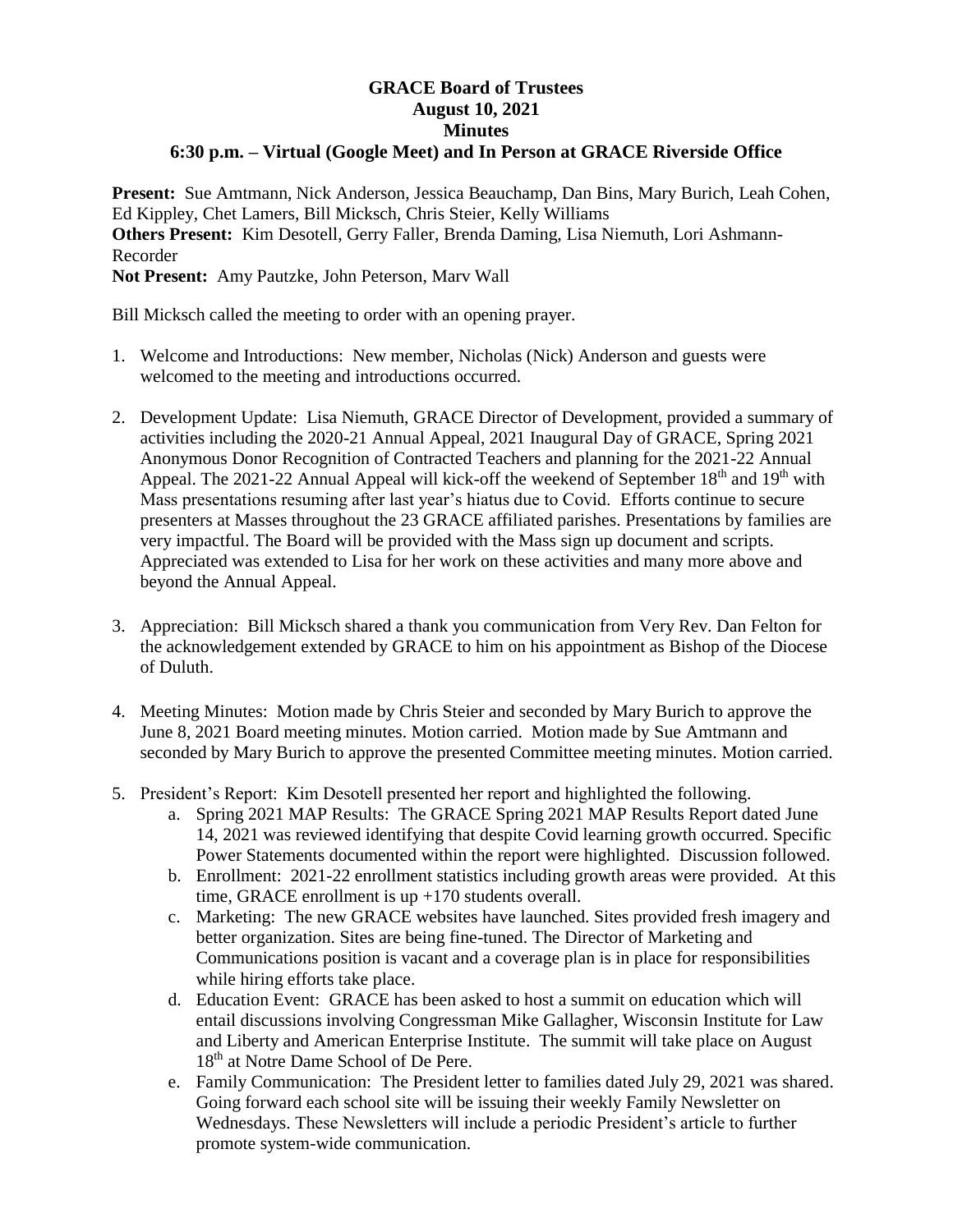# GRACE Board of Trustees
## August 10, 2021
## Minutes
## 6:30 p.m. – Virtual (Google Meet) and In Person at GRACE Riverside Office

**Present:** Sue Amtmann, Nick Anderson, Jessica Beauchamp, Dan Bins, Mary Burich, Leah Cohen, Ed Kippley, Chet Lamers, Bill Micksch, Chris Steier, Kelly Williams
**Others Present:** Kim Desotell, Gerry Faller, Brenda Daming, Lisa Niemuth, Lori Ashmann-Recorder
**Not Present:** Amy Pautzke, John Peterson, Marv Wall

Bill Micksch called the meeting to order with an opening prayer.

1. Welcome and Introductions: New member, Nicholas (Nick) Anderson and guests were welcomed to the meeting and introductions occurred.

2. Development Update: Lisa Niemuth, GRACE Director of Development, provided a summary of activities including the 2020-21 Annual Appeal, 2021 Inaugural Day of GRACE, Spring 2021 Anonymous Donor Recognition of Contracted Teachers and planning for the 2021-22 Annual Appeal. The 2021-22 Annual Appeal will kick-off the weekend of September 18th and 19th with Mass presentations resuming after last year's hiatus due to Covid. Efforts continue to secure presenters at Masses throughout the 23 GRACE affiliated parishes. Presentations by families are very impactful. The Board will be provided with the Mass sign up document and scripts. Appreciated was extended to Lisa for her work on these activities and many more above and beyond the Annual Appeal.

3. Appreciation: Bill Micksch shared a thank you communication from Very Rev. Dan Felton for the acknowledgement extended by GRACE to him on his appointment as Bishop of the Diocese of Duluth.

4. Meeting Minutes: Motion made by Chris Steier and seconded by Mary Burich to approve the June 8, 2021 Board meeting minutes. Motion carried. Motion made by Sue Amtmann and seconded by Mary Burich to approve the presented Committee meeting minutes. Motion carried.

5. President's Report: Kim Desotell presented her report and highlighted the following.
   a. Spring 2021 MAP Results: The GRACE Spring 2021 MAP Results Report dated June 14, 2021 was reviewed identifying that despite Covid learning growth occurred. Specific Power Statements documented within the report were highlighted. Discussion followed.
   b. Enrollment: 2021-22 enrollment statistics including growth areas were provided. At this time, GRACE enrollment is up +170 students overall.
   c. Marketing: The new GRACE websites have launched. Sites provided fresh imagery and better organization. Sites are being fine-tuned. The Director of Marketing and Communications position is vacant and a coverage plan is in place for responsibilities while hiring efforts take place.
   d. Education Event: GRACE has been asked to host a summit on education which will entail discussions involving Congressman Mike Gallagher, Wisconsin Institute for Law and Liberty and American Enterprise Institute. The summit will take place on August 18th at Notre Dame School of De Pere.
   e. Family Communication: The President letter to families dated July 29, 2021 was shared. Going forward each school site will be issuing their weekly Family Newsletter on Wednesdays. These Newsletters will include a periodic President's article to further promote system-wide communication.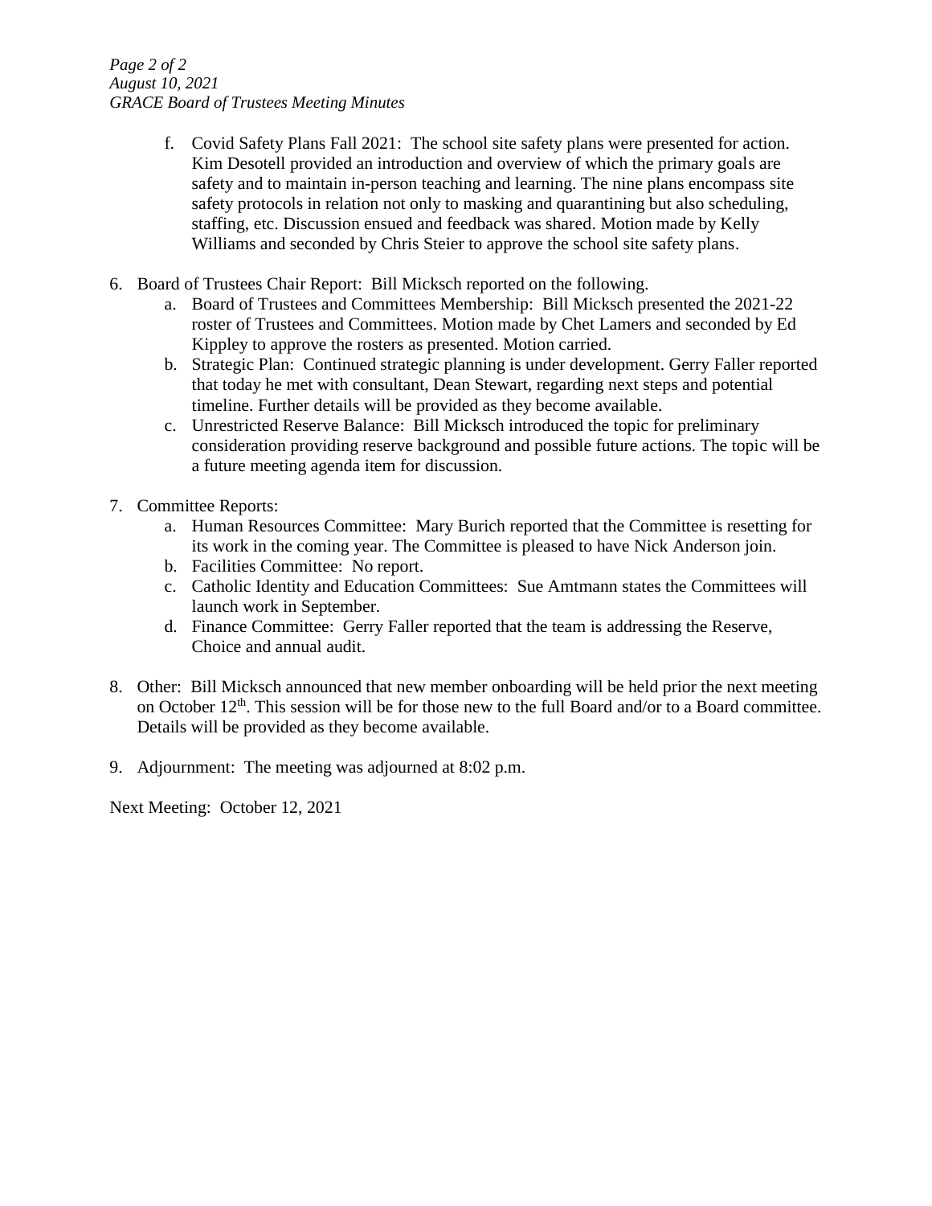f. Covid Safety Plans Fall 2021: The school site safety plans were presented for action. Kim Desotell provided an introduction and overview of which the primary goals are safety and to maintain in-person teaching and learning. The nine plans encompass site safety protocols in relation not only to masking and quarantining but also scheduling, staffing, etc. Discussion ensued and feedback was shared. Motion made by Kelly Williams and seconded by Chris Steier to approve the school site safety plans.

6. Board of Trustees Chair Report: Bill Micksch reported on the following.
   a. Board of Trustees and Committees Membership: Bill Micksch presented the 2021-22 roster of Trustees and Committees. Motion made by Chet Lamers and seconded by Ed Kippley to approve the rosters as presented. Motion carried.
   b. Strategic Plan: Continued strategic planning is under development. Gerry Faller reported that today he met with consultant, Dean Stewart, regarding next steps and potential timeline. Further details will be provided as they become available.
   c. Unrestricted Reserve Balance: Bill Micksch introduced the topic for preliminary consideration providing reserve background and possible future actions. The topic will be a future meeting agenda item for discussion.

7. Committee Reports:
   a. Human Resources Committee: Mary Burich reported that the Committee is resetting for its work in the coming year. The Committee is pleased to have Nick Anderson join.
   b. Facilities Committee: No report.
   c. Catholic Identity and Education Committees: Sue Amtmann states the Committees will launch work in September.
   d. Finance Committee: Gerry Faller reported that the team is addressing the Reserve, Choice and annual audit.

8. Other: Bill Micksch announced that new member onboarding will be held prior the next meeting on October 12th. This session will be for those new to the full Board and/or to a Board committee. Details will be provided as they become available.

9. Adjournment: The meeting was adjourned at 8:02 p.m.

Next Meeting: October 12, 2021